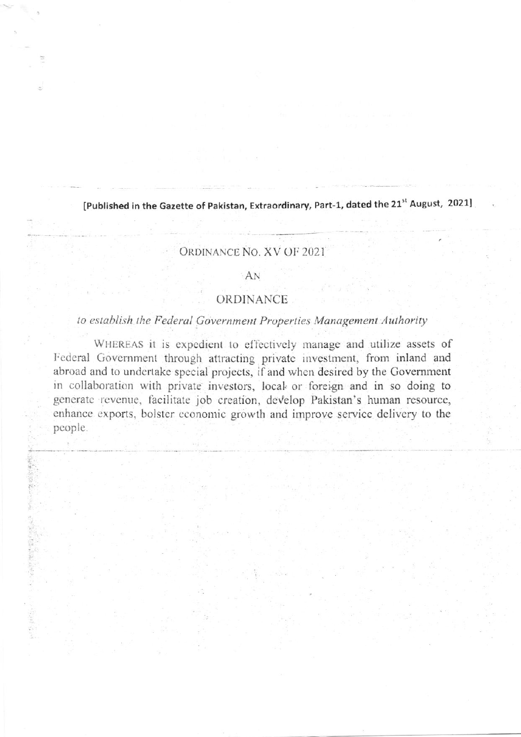[Published in the Gazette of Pakistan, Extraordinary, Part-1, dated the 21st August, 2021]

ORDINANCE NO. XV OF 2021

AN

ORDINANCE

*to establish the Federal Government Properties Management Authority*

WHEREAS it is expedient to effectively manage and utilize assets of Federal Government through attracting private investment, from inland and abroad and to undertake special projects, if and when desired by the Government in collaboration with private investors, local or foreign and in so doing to generate revenue, facilitate job creation, develop Pakistan's human resource, enhance exports, bolster economic growth and improve service delivery to the people.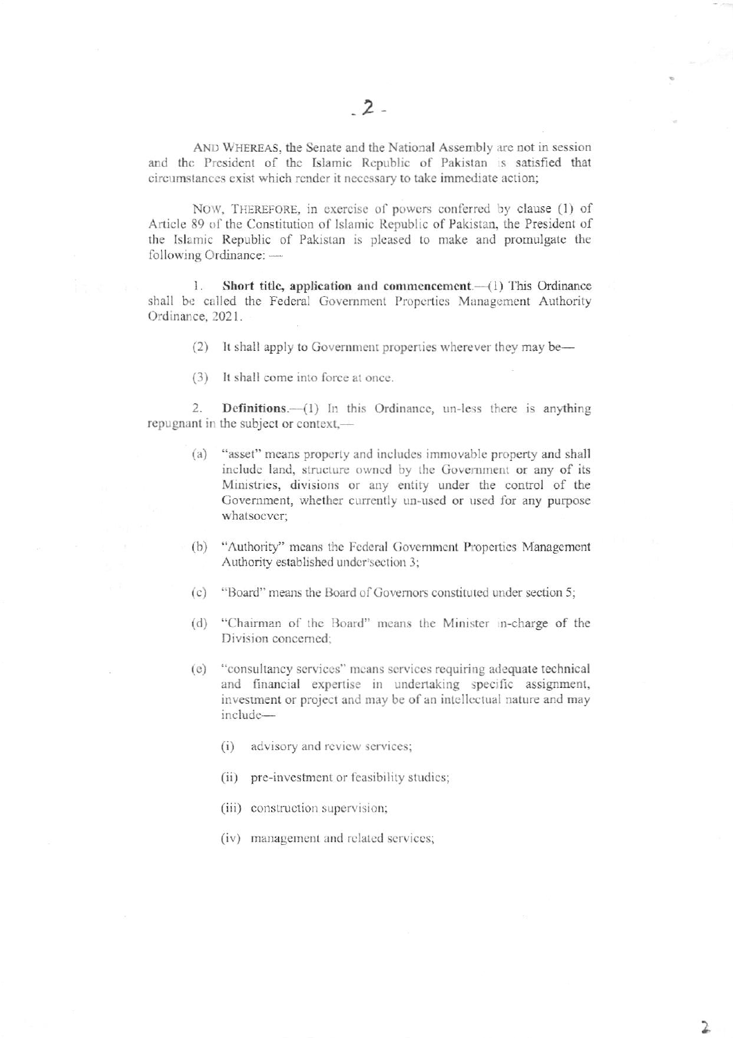AND WHEREAS, the Senate and the National Assembly are not in session and the President of the Islamic Republic of Pakistan is satisfied that circumstances exist which render it necessary to take immediate action;

NOW, THEREFORE, in exercise of powers conferred by clause (1) of Article 89 of the Constitution of Islamic Republic of Pakistan, the President of the Islamic Republic of Pakistan is pleased to make and promulgate the following Ordinance: —

1. **Short title, application and commencement.**—(1) This Ordinance shall be called the Federal Government Properties Management Authority Ordinance, 2021.

(2) It shall apply to Government properties wherever they may be—

(3) It shall come into force at once.

2. **Definitions.**—(1) In this Ordinance, un-less there is anything repugnant in the subject or context,—

(a) "asset" means property and includes immovable property and shall include land, structure owned by the Government or any of its Ministries, divisions or any entity under the control of the Government, whether currently un-used or used for any purpose whatsoever;

(b) "Authority" means the Federal Government Properties Management Authority established under section 3;

(c) "Board" means the Board of Governors constituted under section 5;

(d) "Chairman of the Board" means the Minister in-charge of the Division concerned;

(e) "consultancy services" means services requiring adequate technical and financial expertise in undertaking specific assignment, investment or project and may be of an intellectual nature and may include—

(i) advisory and review services;

(ii) pre-investment or feasibility studies;

(iii) construction supervision;

(iv) management and related services;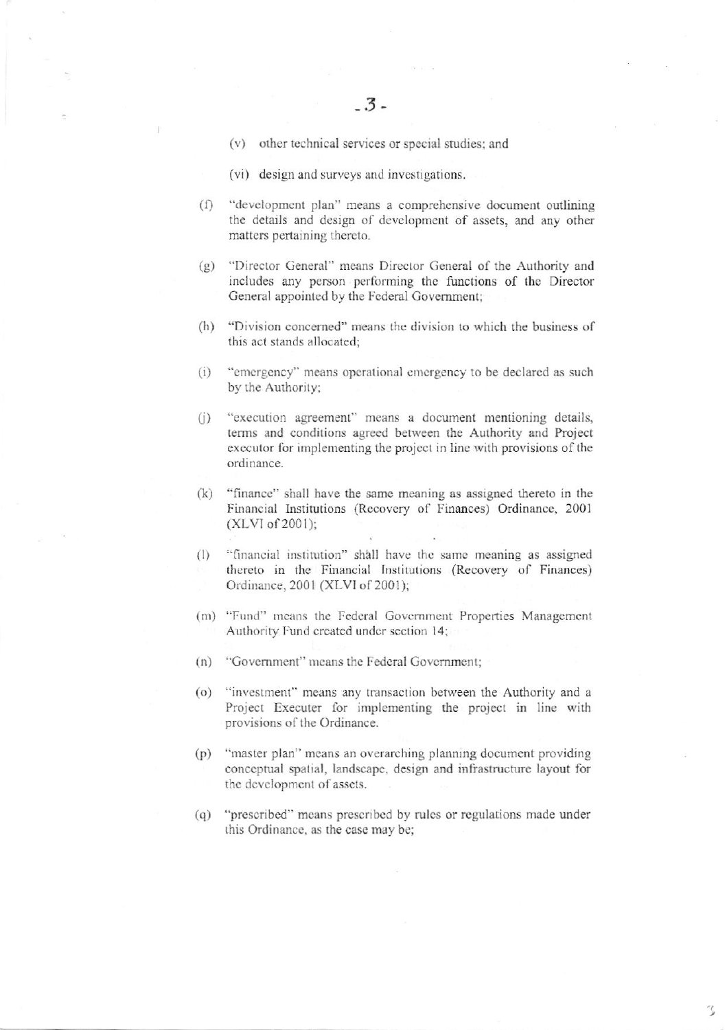(v) other technical services or special studies; and

(vi) design and surveys and investigations.

(f) "development plan" means a comprehensive document outlining the details and design of development of assets, and any other matters pertaining thereto.

(g) "Director General" means Director General of the Authority and includes any person performing the functions of the Director General appointed by the Federal Government;

(h) "Division concerned" means the division to which the business of this act stands allocated;

(i) "emergency" means operational emergency to be declared as such by the Authority;

(j) "execution agreement" means a document mentioning details, terms and conditions agreed between the Authority and Project executor for implementing the project in line with provisions of the ordinance.

(k) "finance" shall have the same meaning as assigned thereto in the Financial Institutions (Recovery of Finances) Ordinance, 2001 (XLVI of 2001);

(l) "financial institution" shall have the same meaning as assigned thereto in the Financial Institutions (Recovery of Finances) Ordinance, 2001 (XLVI of 2001);

(m) "Fund" means the Federal Government Properties Management Authority Fund created under section 14;

(n) "Government" means the Federal Government;

(o) "investment" means any transaction between the Authority and a Project Executer for implementing the project in line with provisions of the Ordinance.

(p) "master plan" means an overarching planning document providing conceptual spatial, landscape, design and infrastructure layout for the development of assets.

(q) "prescribed" means prescribed by rules or regulations made under this Ordinance, as the case may be;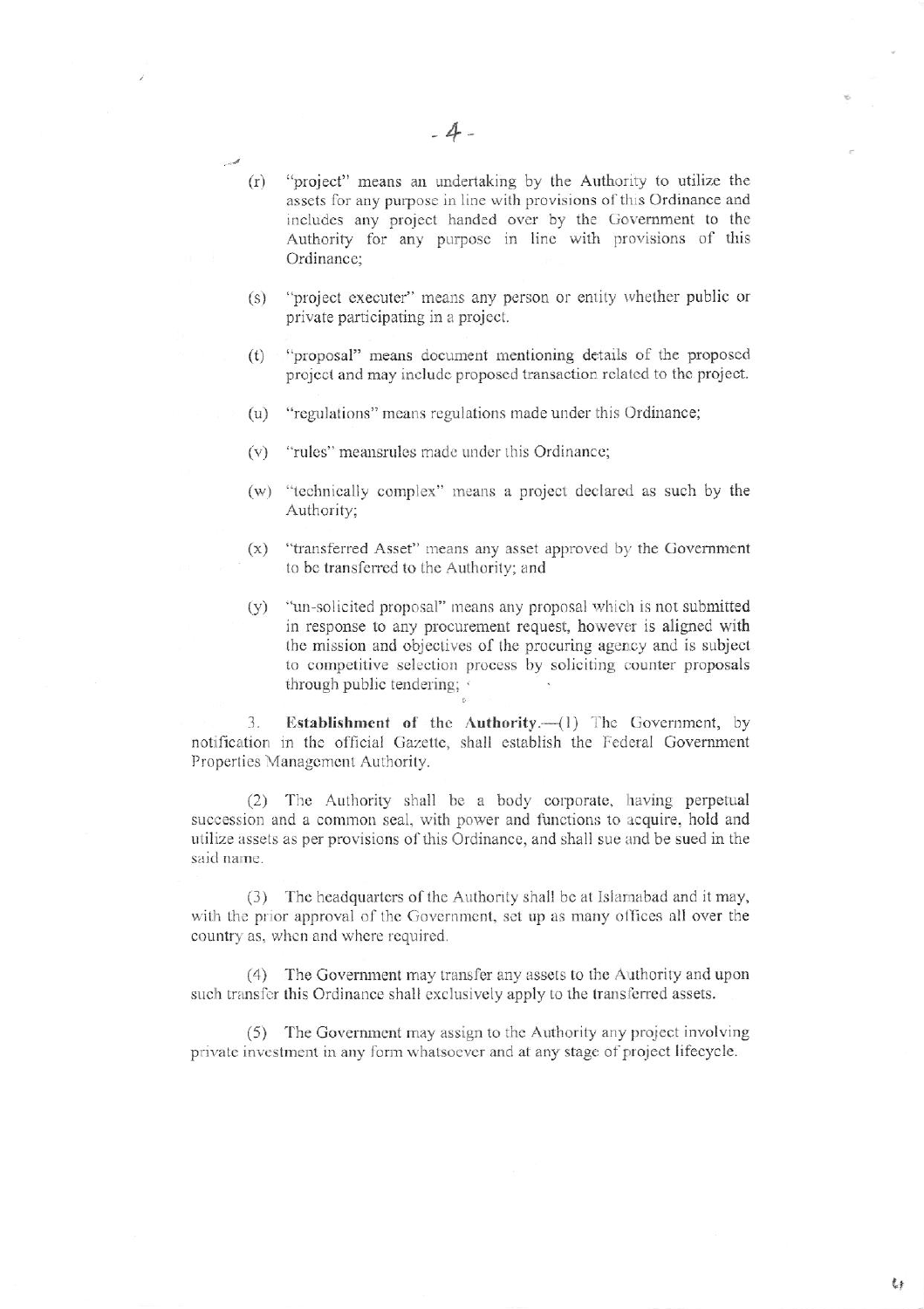(r) "project" means an undertaking by the Authority to utilize the assets for any purpose in line with provisions of this Ordinance and includes any project handed over by the Government to the Authority for any purpose in line with provisions of this Ordinance;

(s) "project executer" means any person or entity whether public or private participating in a project.

(t) "proposal" means document mentioning details of the proposed project and may include proposed transaction related to the project.

(u) "regulations" means regulations made under this Ordinance;

(v) "rules" meansrules made under this Ordinance;

(w) "technically complex" means a project declared as such by the Authority;

(x) "transferred Asset" means any asset approved by the Government to be transferred to the Authority; and

(y) "un-solicited proposal" means any proposal which is not submitted in response to any procurement request, however is aligned with the mission and objectives of the procuring agency and is subject to competitive selection process by soliciting counter proposals through public tendering;

3. **Establishment of the Authority.**—(1) The Government, by notification in the official Gazette, shall establish the Federal Government Properties Management Authority.

(2) The Authority shall be a body corporate, having perpetual succession and a common seal, with power and functions to acquire, hold and utilize assets as per provisions of this Ordinance, and shall sue and be sued in the said name.

(3) The headquarters of the Authority shall be at Islamabad and it may, with the prior approval of the Government, set up as many offices all over the country as, when and where required.

(4) The Government may transfer any assets to the Authority and upon such transfer this Ordinance shall exclusively apply to the transferred assets.

(5) The Government may assign to the Authority any project involving private investment in any form whatsoever and at any stage of project lifecycle.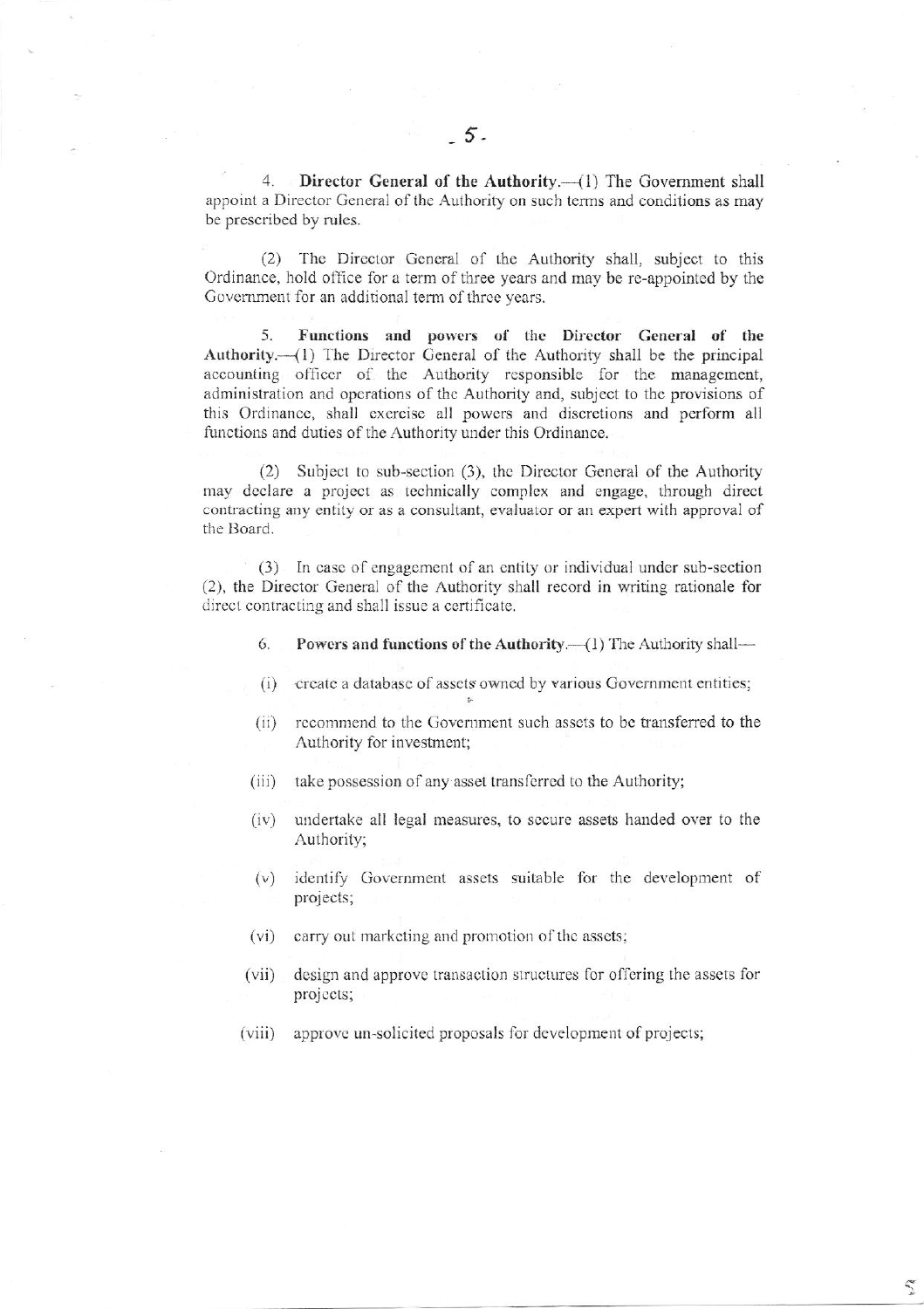4. **Director General of the Authority.**—(1) The Government shall appoint a Director General of the Authority on such terms and conditions as may be prescribed by rules.

(2) The Director General of the Authority shall, subject to this Ordinance, hold office for a term of three years and may be re-appointed by the Government for an additional term of three years.

5. **Functions and powers of the Director General of the Authority.**—(1) The Director General of the Authority shall be the principal accounting officer of the Authority responsible for the management, administration and operations of the Authority and, subject to the provisions of this Ordinance, shall exercise all powers and discretions and perform all functions and duties of the Authority under this Ordinance.

(2) Subject to sub-section (3), the Director General of the Authority may declare a project as technically complex and engage, through direct contracting any entity or as a consultant, evaluator or an expert with approval of the Board.

(3) In case of engagement of an entity or individual under sub-section (2), the Director General of the Authority shall record in writing rationale for direct contracting and shall issue a certificate.

6. **Powers and functions of the Authority.**—(1) The Authority shall—

(i) create a database of assets owned by various Government entities;

(ii) recommend to the Government such assets to be transferred to the Authority for investment;

(iii) take possession of any asset transferred to the Authority;

(iv) undertake all legal measures, to secure assets handed over to the Authority;

(v) identify Government assets suitable for the development of projects;

(vi) carry out marketing and promotion of the assets;

(vii) design and approve transaction structures for offering the assets for projects;

(viii) approve un-solicited proposals for development of projects;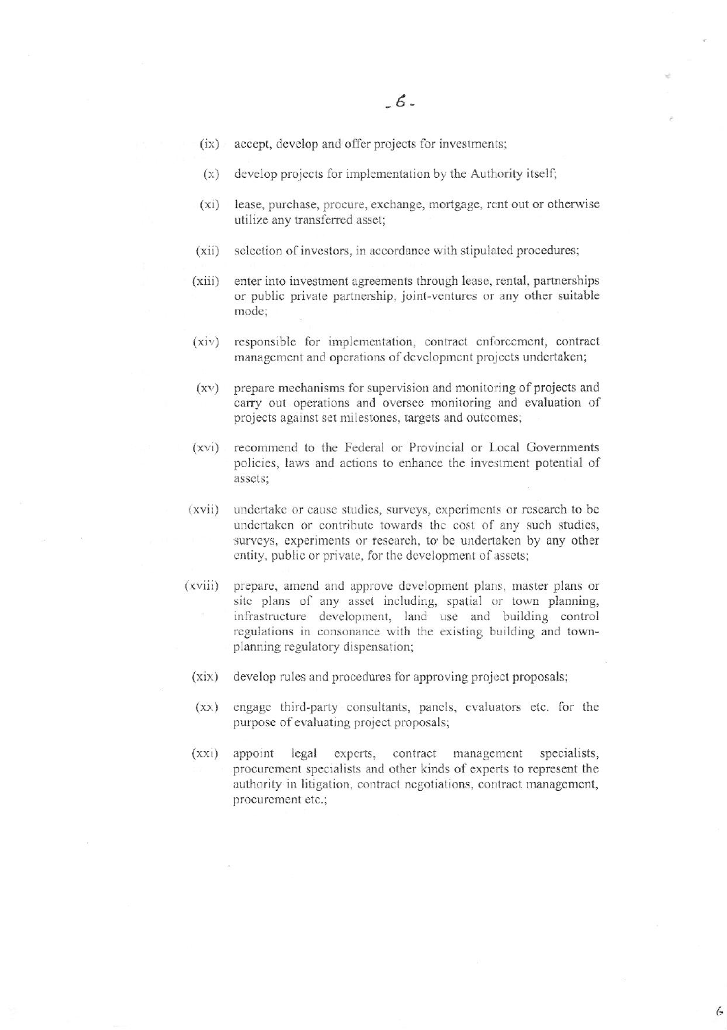(ix) accept, develop and offer projects for investments;

(x) develop projects for implementation by the Authority itself;

(xi) lease, purchase, procure, exchange, mortgage, rent out or otherwise utilize any transferred asset;

(xii) selection of investors, in accordance with stipulated procedures;

(xiii) enter into investment agreements through lease, rental, partnerships or public private partnership, joint-ventures or any other suitable mode;

(xiv) responsible for implementation, contract enforcement, contract management and operations of development projects undertaken;

(xv) prepare mechanisms for supervision and monitoring of projects and carry out operations and oversee monitoring and evaluation of projects against set milestones, targets and outcomes;

(xvi) recommend to the Federal or Provincial or Local Governments policies, laws and actions to enhance the investment potential of assets;

(xvii) undertake or cause studies, surveys, experiments or research to be undertaken or contribute towards the cost of any such studies, surveys, experiments or research, to be undertaken by any other entity, public or private, for the development of assets;

(xviii) prepare, amend and approve development plans, master plans or site plans of any asset including, spatial or town planning, infrastructure development, land use and building control regulations in consonance with the existing building and town-planning regulatory dispensation;

(xix) develop rules and procedures for approving project proposals;

(xx) engage third-party consultants, panels, evaluators etc. for the purpose of evaluating project proposals;

(xxi) appoint legal experts, contract management specialists, procurement specialists and other kinds of experts to represent the authority in litigation, contract negotiations, contract management, procurement etc.;